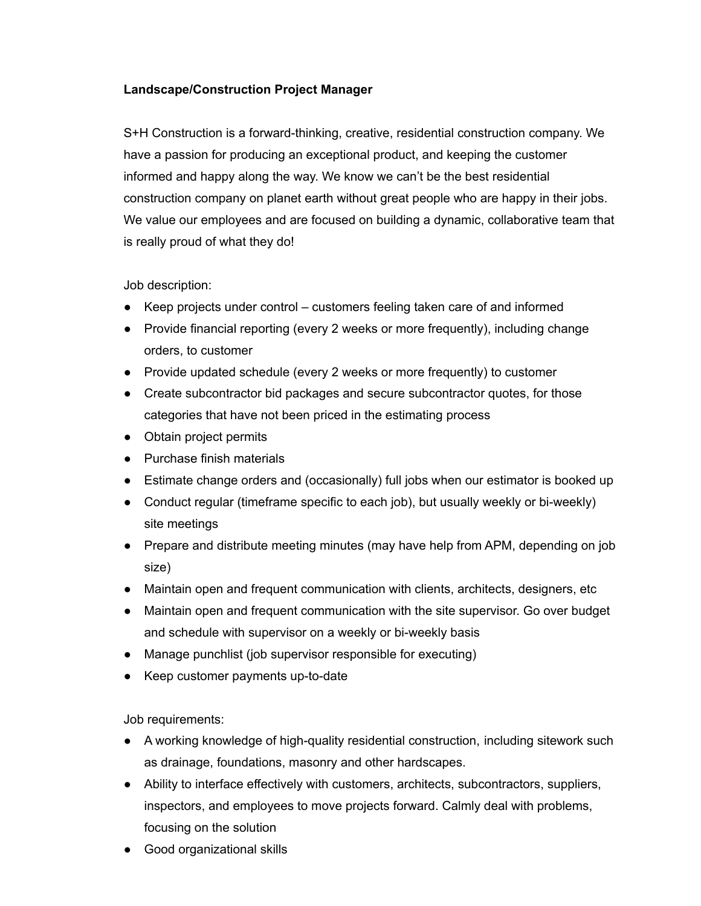**Landscape/Construction Project Manager**

S+H Construction is a forward-thinking, creative, residential construction company. We have a passion for producing an exceptional product, and keeping the customer informed and happy along the way. We know we can't be the best residential construction company on planet earth without great people who are happy in their jobs. We value our employees and are focused on building a dynamic, collaborative team that is really proud of what they do!

Job description:

- Keep projects under control – customers feeling taken care of and informed
- Provide financial reporting (every 2 weeks or more frequently), including change orders, to customer
- Provide updated schedule (every 2 weeks or more frequently) to customer
- Create subcontractor bid packages and secure subcontractor quotes, for those categories that have not been priced in the estimating process
- Obtain project permits
- Purchase finish materials
- Estimate change orders and (occasionally) full jobs when our estimator is booked up
- Conduct regular (timeframe specific to each job), but usually weekly or bi-weekly) site meetings
- Prepare and distribute meeting minutes (may have help from APM, depending on job size)
- Maintain open and frequent communication with clients, architects, designers, etc
- Maintain open and frequent communication with the site supervisor. Go over budget and schedule with supervisor on a weekly or bi-weekly basis
- Manage punchlist (job supervisor responsible for executing)
- Keep customer payments up-to-date

Job requirements:

- A working knowledge of high-quality residential construction, including sitework such as drainage, foundations, masonry and other hardscapes.
- Ability to interface effectively with customers, architects, subcontractors, suppliers, inspectors, and employees to move projects forward. Calmly deal with problems, focusing on the solution
- Good organizational skills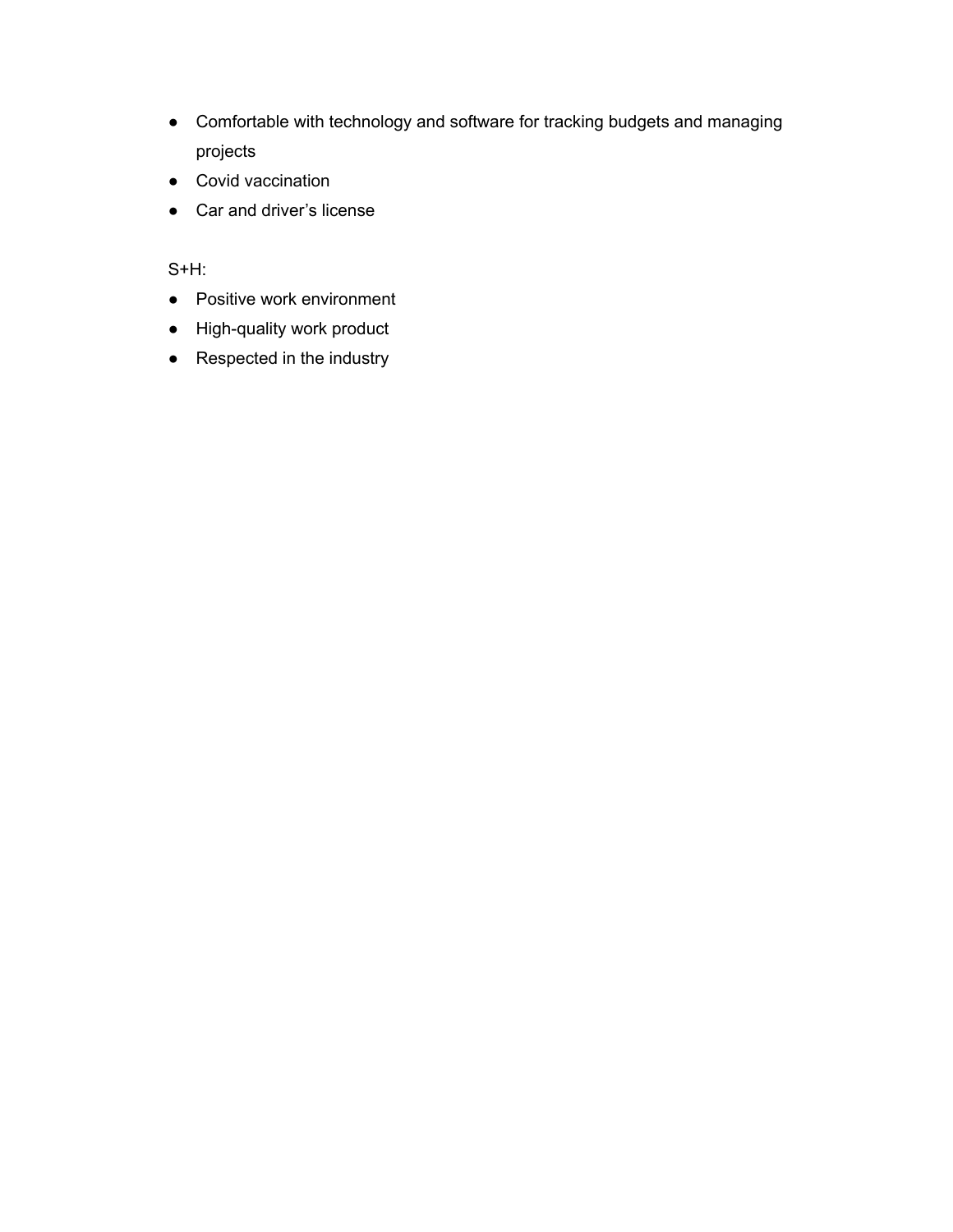- Comfortable with technology and software for tracking budgets and managing projects
- Covid vaccination
- Car and driver's license

S+H:

- Positive work environment
- High-quality work product
- Respected in the industry